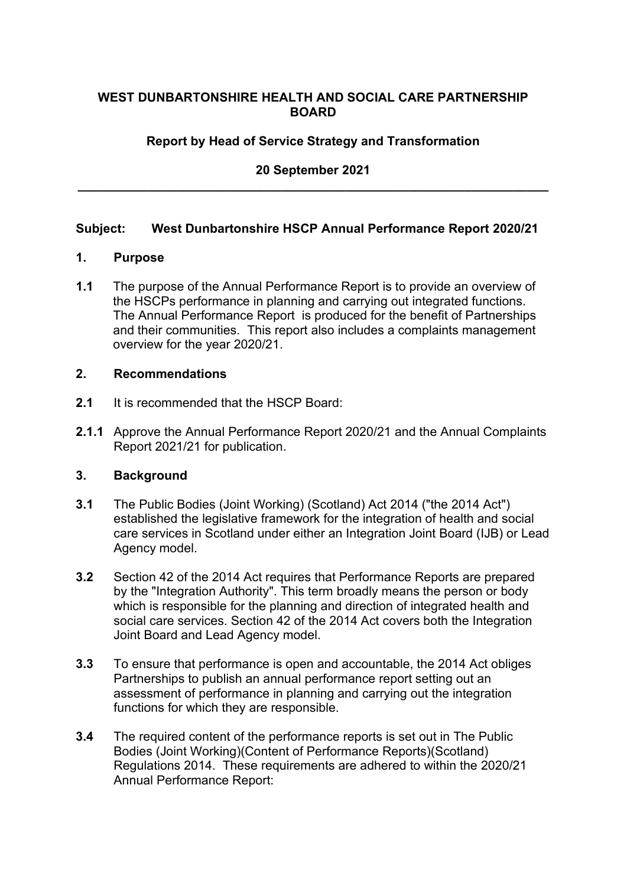**WEST DUNBARTONSHIRE HEALTH AND SOCIAL CARE PARTNERSHIP BOARD**

**Report by Head of Service Strategy and Transformation**

**20 September 2021**

---

**Subject: West Dunbartonshire HSCP Annual Performance Report 2020/21**

## 1. Purpose

**1.1** The purpose of the Annual Performance Report is to provide an overview of the HSCPs performance in planning and carrying out integrated functions. The Annual Performance Report is produced for the benefit of Partnerships and their communities. This report also includes a complaints management overview for the year 2020/21.

## 2. Recommendations

**2.1** It is recommended that the HSCP Board:

**2.1.1** Approve the Annual Performance Report 2020/21 and the Annual Complaints Report 2021/21 for publication.

## 3. Background

**3.1** The Public Bodies (Joint Working) (Scotland) Act 2014 ("the 2014 Act") established the legislative framework for the integration of health and social care services in Scotland under either an Integration Joint Board (IJB) or Lead Agency model.

**3.2** Section 42 of the 2014 Act requires that Performance Reports are prepared by the "Integration Authority". This term broadly means the person or body which is responsible for the planning and direction of integrated health and social care services. Section 42 of the 2014 Act covers both the Integration Joint Board and Lead Agency model.

**3.3** To ensure that performance is open and accountable, the 2014 Act obliges Partnerships to publish an annual performance report setting out an assessment of performance in planning and carrying out the integration functions for which they are responsible.

**3.4** The required content of the performance reports is set out in The Public Bodies (Joint Working)(Content of Performance Reports)(Scotland) Regulations 2014. These requirements are adhered to within the 2020/21 Annual Performance Report: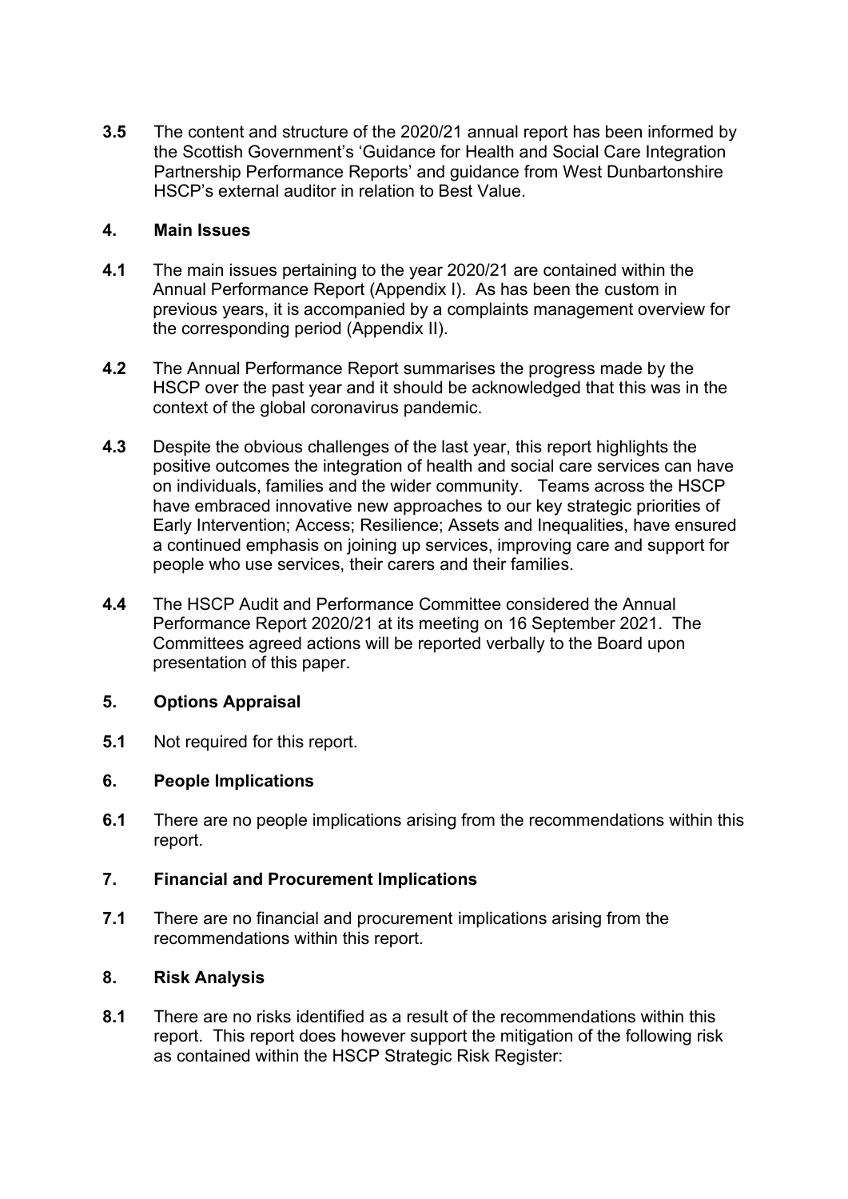**3.5** The content and structure of the 2020/21 annual report has been informed by the Scottish Government's 'Guidance for Health and Social Care Integration Partnership Performance Reports' and guidance from West Dunbartonshire HSCP's external auditor in relation to Best Value.

## 4. Main Issues

**4.1** The main issues pertaining to the year 2020/21 are contained within the Annual Performance Report (Appendix I). As has been the custom in previous years, it is accompanied by a complaints management overview for the corresponding period (Appendix II).

**4.2** The Annual Performance Report summarises the progress made by the HSCP over the past year and it should be acknowledged that this was in the context of the global coronavirus pandemic.

**4.3** Despite the obvious challenges of the last year, this report highlights the positive outcomes the integration of health and social care services can have on individuals, families and the wider community. Teams across the HSCP have embraced innovative new approaches to our key strategic priorities of Early Intervention; Access; Resilience; Assets and Inequalities, have ensured a continued emphasis on joining up services, improving care and support for people who use services, their carers and their families.

**4.4** The HSCP Audit and Performance Committee considered the Annual Performance Report 2020/21 at its meeting on 16 September 2021. The Committees agreed actions will be reported verbally to the Board upon presentation of this paper.

## 5. Options Appraisal

**5.1** Not required for this report.

## 6. People Implications

**6.1** There are no people implications arising from the recommendations within this report.

## 7. Financial and Procurement Implications

**7.1** There are no financial and procurement implications arising from the recommendations within this report.

## 8. Risk Analysis

**8.1** There are no risks identified as a result of the recommendations within this report. This report does however support the mitigation of the following risk as contained within the HSCP Strategic Risk Register: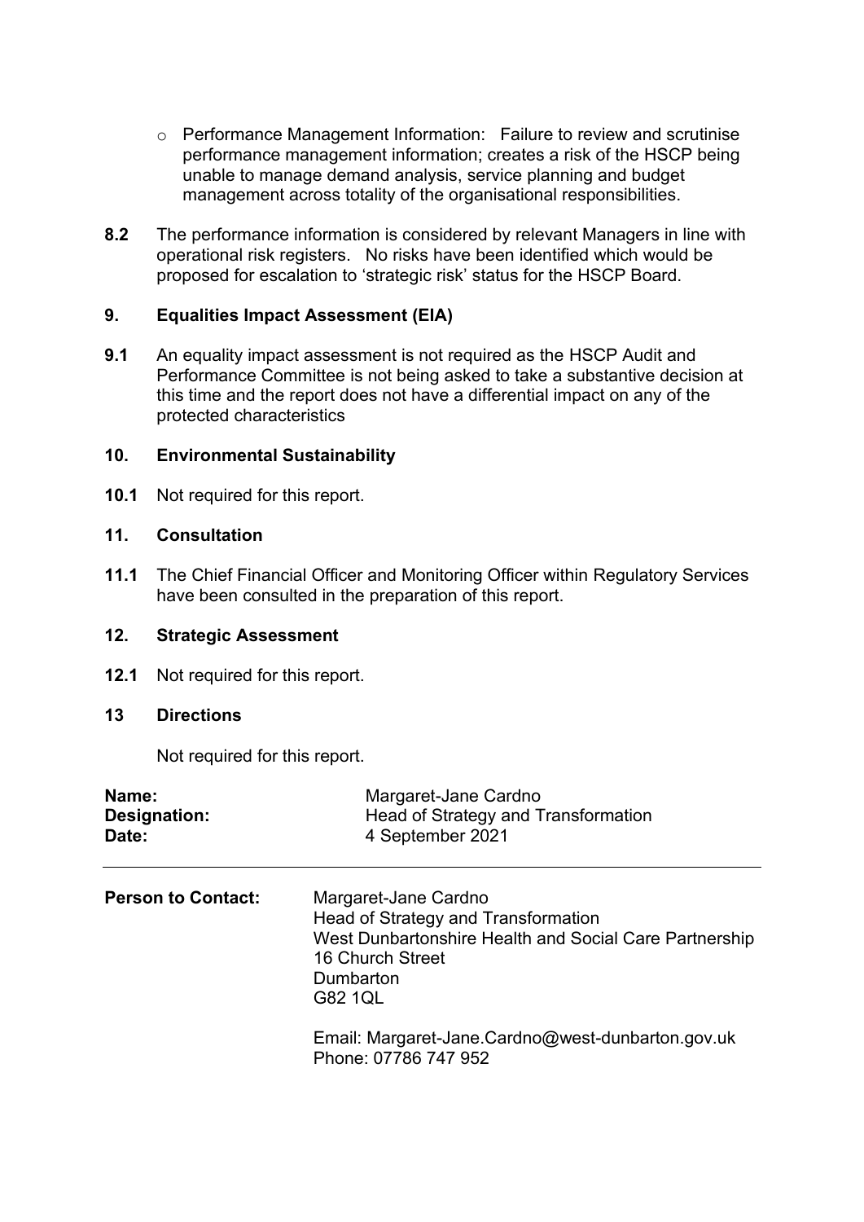- Performance Management Information: Failure to review and scrutinise performance management information; creates a risk of the HSCP being unable to manage demand analysis, service planning and budget management across totality of the organisational responsibilities.

**8.2** The performance information is considered by relevant Managers in line with operational risk registers. No risks have been identified which would be proposed for escalation to 'strategic risk' status for the HSCP Board.

## 9. Equalities Impact Assessment (EIA)

**9.1** An equality impact assessment is not required as the HSCP Audit and Performance Committee is not being asked to take a substantive decision at this time and the report does not have a differential impact on any of the protected characteristics

## 10. Environmental Sustainability

**10.1** Not required for this report.

## 11. Consultation

**11.1** The Chief Financial Officer and Monitoring Officer within Regulatory Services have been consulted in the preparation of this report.

## 12. Strategic Assessment

**12.1** Not required for this report.

## 13 Directions

Not required for this report.

**Name:** Margaret-Jane Cardno
**Designation:** Head of Strategy and Transformation
**Date:** 4 September 2021

---

**Person to Contact:** Margaret-Jane Cardno
Head of Strategy and Transformation
West Dunbartonshire Health and Social Care Partnership
16 Church Street
Dumbarton
G82 1QL

Email: Margaret-Jane.Cardno@west-dunbarton.gov.uk
Phone: 07786 747 952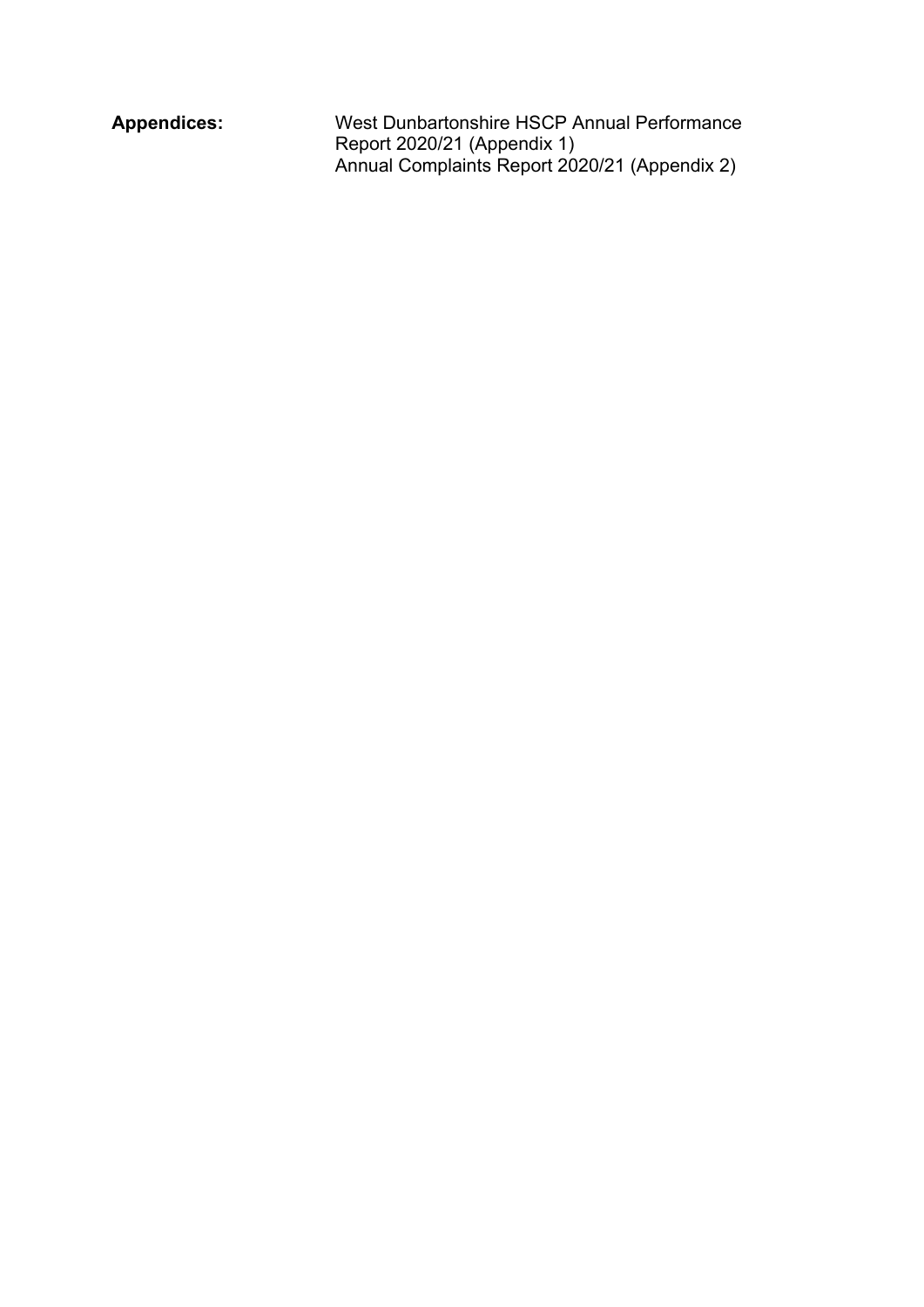**Appendices:** West Dunbartonshire HSCP Annual Performance Report 2020/21 (Appendix 1)
Annual Complaints Report 2020/21 (Appendix 2)